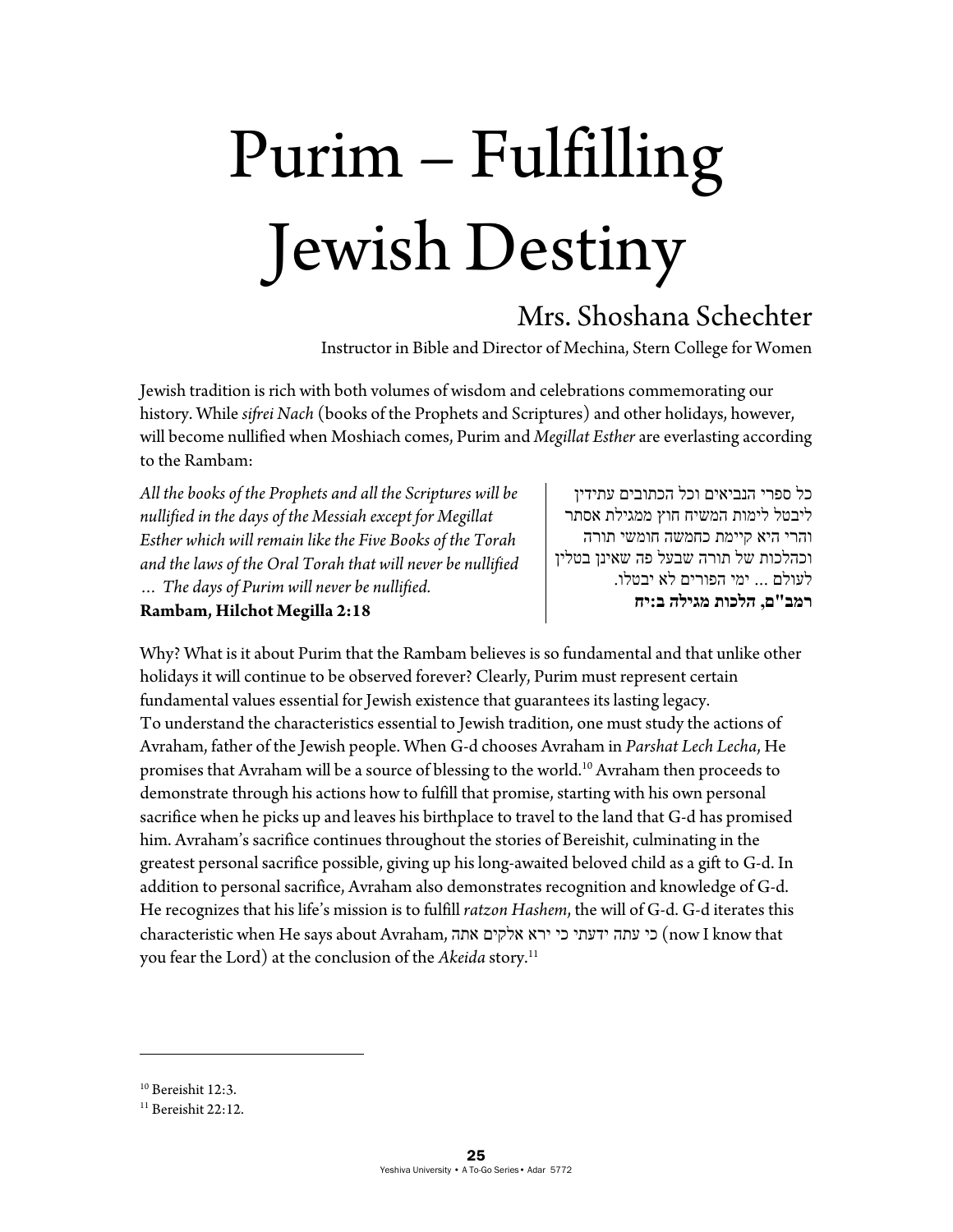# Purim – Fulfilling Jewish Destiny

## Mrs. Shoshana Schechter

Instructor in Bible and Director of Mechina, Stern College for Women

Jewish tradition is rich with both volumes of wisdom and celebrations commemorating our history. While *sifrei Nach* (books of the Prophets and Scriptures) and other holidays, however, will become nullified when Moshiach comes, Purim and *Megillat Esther* are everlasting according to the Rambam:

*All the books of the Prophets and all the Scriptures will be nullified in the days of the Messiah except for Megillat Esther which will remain like the Five Books of the Torah and the laws of the Oral Torah that will never be nullified … The days of Purim will never be nullified.*
**Rambam, Hilchot Megilla 2:18**

כל ספרי הנביאים וכל הכתובים עתידין ליבטל לימות המשיח חוץ ממגילת אסתר והרי היא קיימת כחמשה חומשי תורה וכהלכות של תורה שבעל פה שאינן בטלין לעולם ... ימי הפורים לא יבטלו.
**רמב"ם, הלכות מגילה ב:יח**

Why? What is it about Purim that the Rambam believes is so fundamental and that unlike other holidays it will continue to be observed forever? Clearly, Purim must represent certain fundamental values essential for Jewish existence that guarantees its lasting legacy.
To understand the characteristics essential to Jewish tradition, one must study the actions of Avraham, father of the Jewish people. When G-d chooses Avraham in *Parshat Lech Lecha*, He promises that Avraham will be a source of blessing to the world.[10] Avraham then proceeds to demonstrate through his actions how to fulfill that promise, starting with his own personal sacrifice when he picks up and leaves his birthplace to travel to the land that G-d has promised him. Avraham's sacrifice continues throughout the stories of Bereishit, culminating in the greatest personal sacrifice possible, giving up his long-awaited beloved child as a gift to G-d. In addition to personal sacrifice, Avraham also demonstrates recognition and knowledge of G-d. He recognizes that his life's mission is to fulfill *ratzon Hashem*, the will of G-d. G-d iterates this characteristic when He says about Avraham, כי עתה ידעתי כי ירא אלקים אתה (now I know that you fear the Lord) at the conclusion of the *Akeida* story.[11]

[10] Bereishit 12:3.
[11] Bereishit 22:12.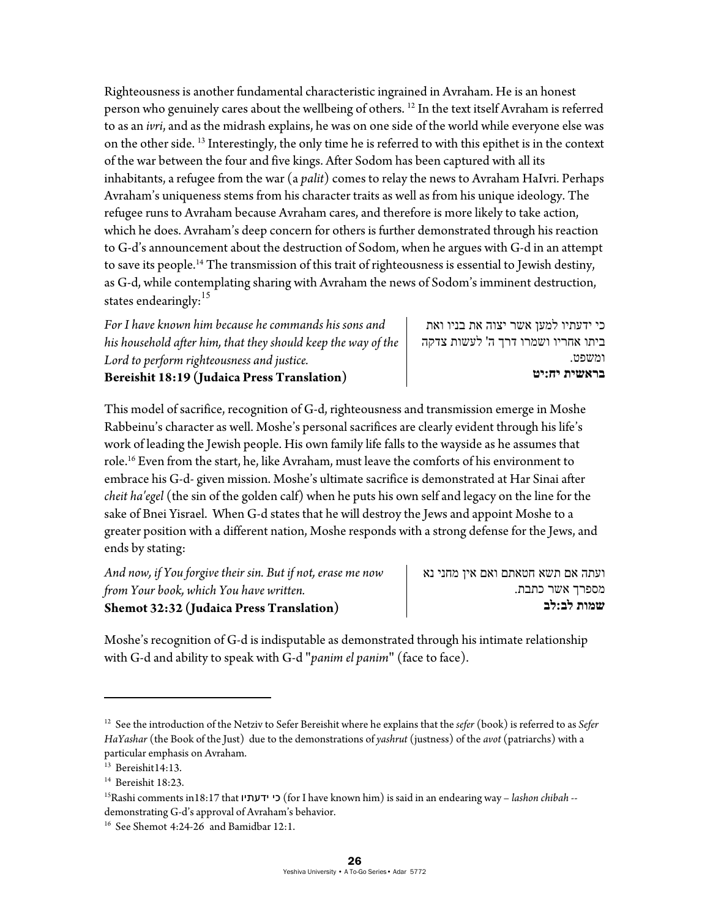Righteousness is another fundamental characteristic ingrained in Avraham. He is an honest person who genuinely cares about the wellbeing of others. [12] In the text itself Avraham is referred to as an *ivri*, and as the midrash explains, he was on one side of the world while everyone else was on the other side. [13] Interestingly, the only time he is referred to with this epithet is in the context of the war between the four and five kings. After Sodom has been captured with all its inhabitants, a refugee from the war (a *palit*) comes to relay the news to Avraham HaIvri. Perhaps Avraham's uniqueness stems from his character traits as well as from his unique ideology. The refugee runs to Avraham because Avraham cares, and therefore is more likely to take action, which he does. Avraham's deep concern for others is further demonstrated through his reaction to G-d's announcement about the destruction of Sodom, when he argues with G-d in an attempt to save its people.[14] The transmission of this trait of righteousness is essential to Jewish destiny, as G-d, while contemplating sharing with Avraham the news of Sodom's imminent destruction, states endearingly:[15]

*For I have known him because he commands his sons and his household after him, that they should keep the way of the Lord to perform righteousness and justice.*
**Bereishit 18:19 (Judaica Press Translation)**

כי ידעתיו למען אשר יצוה את בניו ואת ביתו אחריו ושמרו דרך ה' לעשות צדקה ומשפט.
**בראשית יח:יט**

This model of sacrifice, recognition of G-d, righteousness and transmission emerge in Moshe Rabbeinu's character as well. Moshe's personal sacrifices are clearly evident through his life's work of leading the Jewish people. His own family life falls to the wayside as he assumes that role.[16] Even from the start, he, like Avraham, must leave the comforts of his environment to embrace his G-d- given mission. Moshe's ultimate sacrifice is demonstrated at Har Sinai after *cheit ha'egel* (the sin of the golden calf) when he puts his own self and legacy on the line for the sake of Bnei Yisrael. When G-d states that he will destroy the Jews and appoint Moshe to a greater position with a different nation, Moshe responds with a strong defense for the Jews, and ends by stating:

*And now, if You forgive their sin. But if not, erase me now from Your book, which You have written.*
**Shemot 32:32 (Judaica Press Translation)**

ועתה אם תשא חטאתם ואם אין מחני נא מספרך אשר כתבת.
**שמות לב:לב**

Moshe's recognition of G-d is indisputable as demonstrated through his intimate relationship with G-d and ability to speak with G-d "*panim el panim*" (face to face).

---

[12] See the introduction of the Netziv to Sefer Bereishit where he explains that the *sefer* (book) is referred to as *Sefer HaYashar* (the Book of the Just) due to the demonstrations of *yashrut* (justness) of the *avot* (patriarchs) with a particular emphasis on Avraham.

[13] Bereishit14:13.

[14] Bereishit 18:23.

[15] Rashi comments in18:17 that **כי ידעתיו** (for I have known him) is said in an endearing way – *lashon chibah* -- demonstrating G-d's approval of Avraham's behavior.

[16] See Shemot 4:24-26 and Bamidbar 12:1.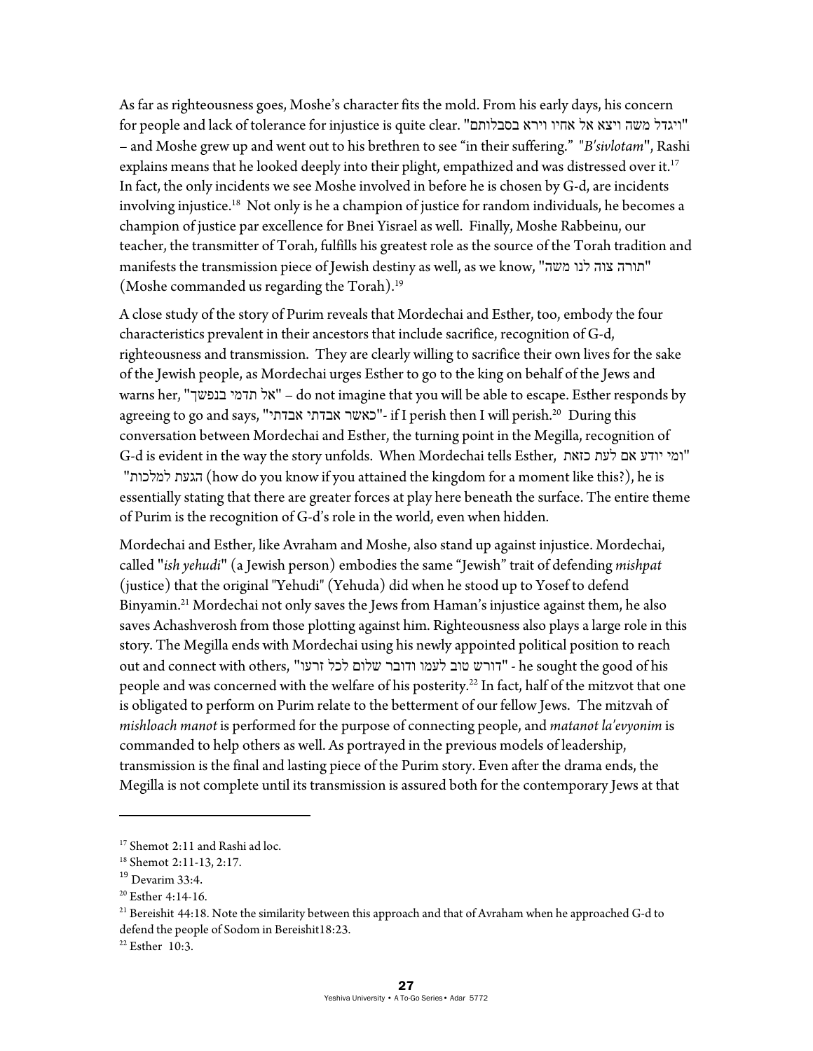As far as righteousness goes, Moshe's character fits the mold. From his early days, his concern for people and lack of tolerance for injustice is quite clear. "ויגדל משה ויצא אל אחיו וירא בסבלותם" – and Moshe grew up and went out to his brethren to see "in their suffering." "*B'sivlotam*", Rashi explains means that he looked deeply into their plight, empathized and was distressed over it.[17] In fact, the only incidents we see Moshe involved in before he is chosen by G-d, are incidents involving injustice.[18] Not only is he a champion of justice for random individuals, he becomes a champion of justice par excellence for Bnei Yisrael as well. Finally, Moshe Rabbeinu, our teacher, the transmitter of Torah, fulfills his greatest role as the source of the Torah tradition and manifests the transmission piece of Jewish destiny as well, as we know, "תורה צוה לנו משה" (Moshe commanded us regarding the Torah).[19]

A close study of the story of Purim reveals that Mordechai and Esther, too, embody the four characteristics prevalent in their ancestors that include sacrifice, recognition of G-d, righteousness and transmission. They are clearly willing to sacrifice their own lives for the sake of the Jewish people, as Mordechai urges Esther to go to the king on behalf of the Jews and warns her, "אל תדמי בנפשך" – do not imagine that you will be able to escape. Esther responds by agreeing to go and says, "כאשר אבדתי אבדתי"- if I perish then I will perish.[20] During this conversation between Mordechai and Esther, the turning point in the Megilla, recognition of G-d is evident in the way the story unfolds. When Mordechai tells Esther, "ומי יודע אם לעת כזאת הגעת למלכות" (how do you know if you attained the kingdom for a moment like this?), he is essentially stating that there are greater forces at play here beneath the surface. The entire theme of Purim is the recognition of G-d's role in the world, even when hidden.

Mordechai and Esther, like Avraham and Moshe, also stand up against injustice. Mordechai, called "*ish yehudi*" (a Jewish person) embodies the same "Jewish" trait of defending *mishpat* (justice) that the original "Yehudi" (Yehuda) did when he stood up to Yosef to defend Binyamin.[21] Mordechai not only saves the Jews from Haman's injustice against them, he also saves Achashverosh from those plotting against him. Righteousness also plays a large role in this story. The Megilla ends with Mordechai using his newly appointed political position to reach out and connect with others, "דורש טוב לעמו ודובר שלום לכל זרעו" - he sought the good of his people and was concerned with the welfare of his posterity.[22] In fact, half of the mitzvot that one is obligated to perform on Purim relate to the betterment of our fellow Jews. The mitzvah of *mishloach manot* is performed for the purpose of connecting people, and *matanot la'evyonim* is commanded to help others as well. As portrayed in the previous models of leadership, transmission is the final and lasting piece of the Purim story. Even after the drama ends, the Megilla is not complete until its transmission is assured both for the contemporary Jews at that

---

[17] Shemot 2:11 and Rashi ad loc.

[18] Shemot 2:11-13, 2:17.

[19] Devarim 33:4.

[20] Esther 4:14-16.

[21] Bereishit 44:18. Note the similarity between this approach and that of Avraham when he approached G-d to defend the people of Sodom in Bereishit18:23.

[22] Esther 10:3.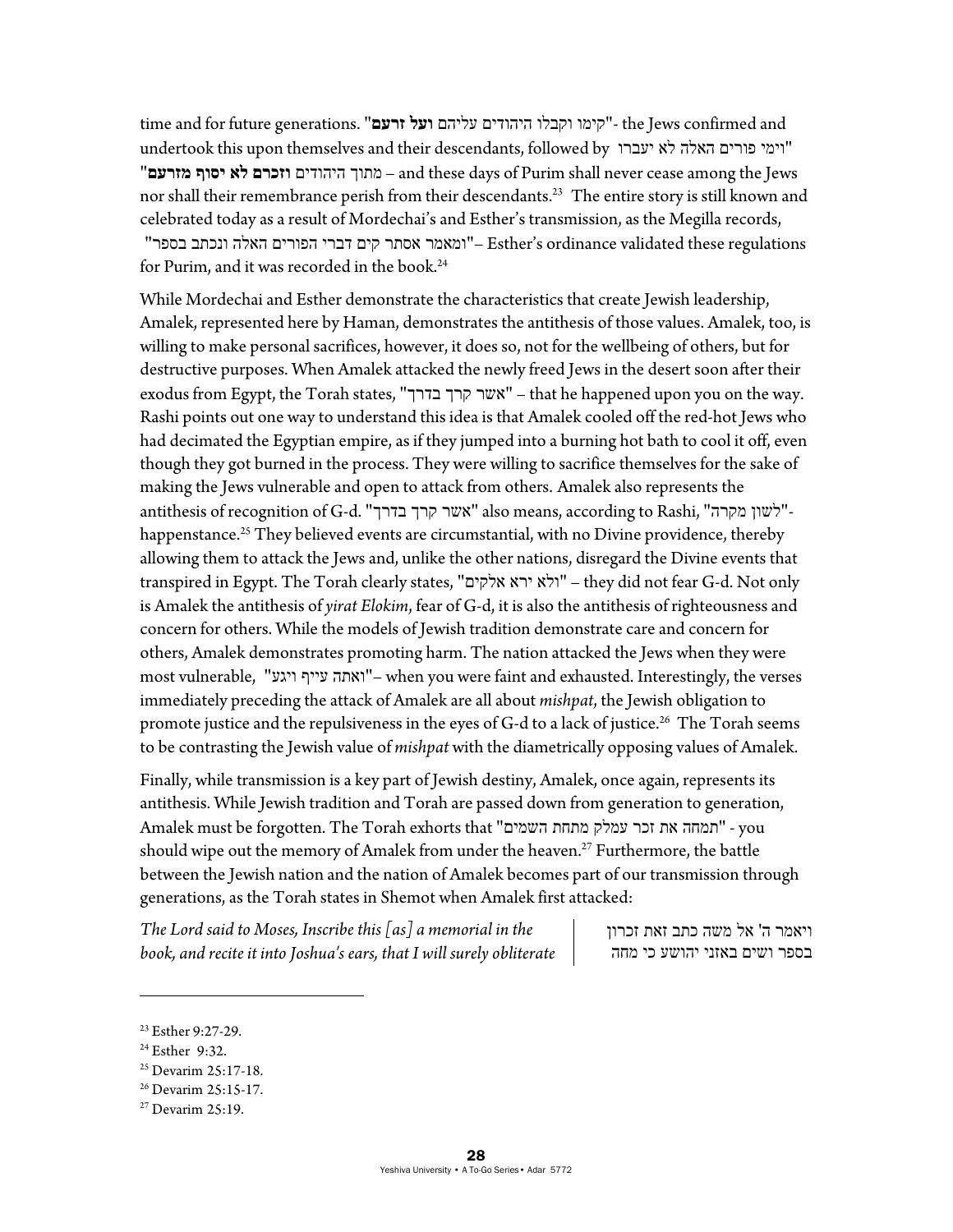time and for future generations. "קימו וקבלו היהודים עליהם **ועל זרעם**"- the Jews confirmed and undertook this upon themselves and their descendants, followed by "וימי פורים האלה לא יעברו מתוך היהודים **וזכרם לא יסוף מזרעם**" – and these days of Purim shall never cease among the Jews nor shall their remembrance perish from their descendants.[23] The entire story is still known and celebrated today as a result of Mordechai's and Esther's transmission, as the Megilla records, "ומאמר אסתר קים דברי הפורים האלה ונכתב בספר"– Esther's ordinance validated these regulations for Purim, and it was recorded in the book.[24]

While Mordechai and Esther demonstrate the characteristics that create Jewish leadership, Amalek, represented here by Haman, demonstrates the antithesis of those values. Amalek, too, is willing to make personal sacrifices, however, it does so, not for the wellbeing of others, but for destructive purposes. When Amalek attacked the newly freed Jews in the desert soon after their exodus from Egypt, the Torah states, "אשר קרך בדרך" – that he happened upon you on the way. Rashi points out one way to understand this idea is that Amalek cooled off the red-hot Jews who had decimated the Egyptian empire, as if they jumped into a burning hot bath to cool it off, even though they got burned in the process. They were willing to sacrifice themselves for the sake of making the Jews vulnerable and open to attack from others. Amalek also represents the antithesis of recognition of G-d. "אשר קרך בדרך" also means, according to Rashi, "לשון מקרה"- happenstance.[25] They believed events are circumstantial, with no Divine providence, thereby allowing them to attack the Jews and, unlike the other nations, disregard the Divine events that transpired in Egypt. The Torah clearly states, "ולא ירא אלקים" – they did not fear G-d. Not only is Amalek the antithesis of *yirat Elokim*, fear of G-d, it is also the antithesis of righteousness and concern for others. While the models of Jewish tradition demonstrate care and concern for others, Amalek demonstrates promoting harm. The nation attacked the Jews when they were most vulnerable, "ואתה עייף ויגע"– when you were faint and exhausted. Interestingly, the verses immediately preceding the attack of Amalek are all about *mishpat*, the Jewish obligation to promote justice and the repulsiveness in the eyes of G-d to a lack of justice.[26] The Torah seems to be contrasting the Jewish value of *mishpat* with the diametrically opposing values of Amalek.

Finally, while transmission is a key part of Jewish destiny, Amalek, once again, represents its antithesis. While Jewish tradition and Torah are passed down from generation to generation, Amalek must be forgotten. The Torah exhorts that "תמחה את זכר עמלק מתחת השמים" - you should wipe out the memory of Amalek from under the heaven.[27] Furthermore, the battle between the Jewish nation and the nation of Amalek becomes part of our transmission through generations, as the Torah states in Shemot when Amalek first attacked:

| | |
|---|---|
| *The Lord said to Moses, Inscribe this [as] a memorial in the book, and recite it into Joshua's ears, that I will surely obliterate* | ויאמר ה' אל משה כתב זאת זכרון בספר ושים באזני יהושע כי מחה |

---

[23] Esther 9:27-29.

[24] Esther 9:32.

[25] Devarim 25:17-18.

[26] Devarim 25:15-17.

[27] Devarim 25:19.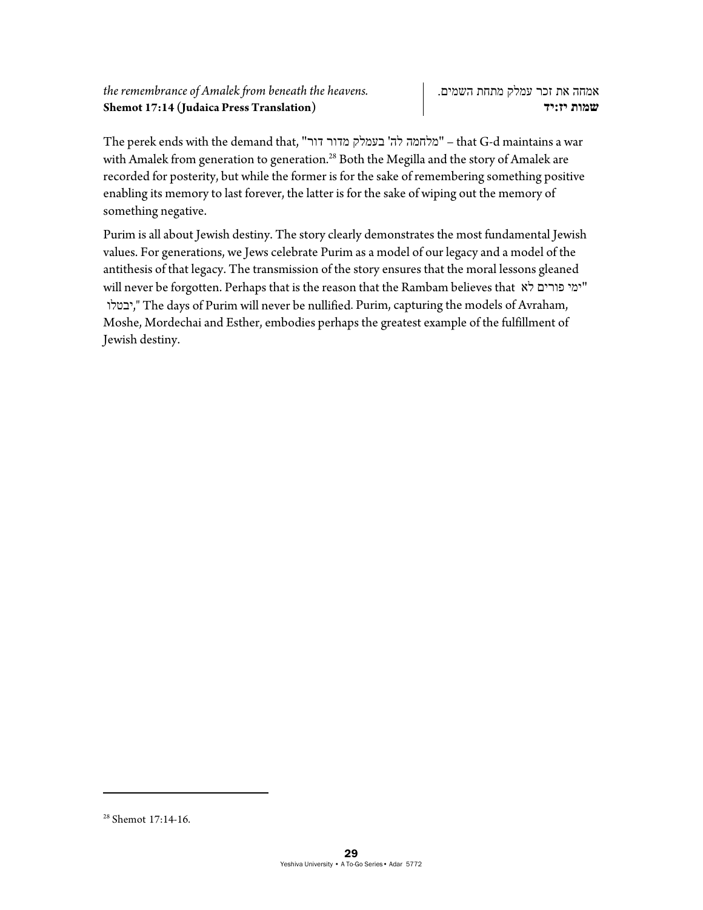*the remembrance of Amalek from beneath the heavens.*
**Shemot 17:14 (Judaica Press Translation)**

אמחה את זכר עמלק מתחת השמים.
**שמות יז:יד**

The perek ends with the demand that, "מלחמה לה' בעמלק מדור דור" – that G-d maintains a war with Amalek from generation to generation.[28] Both the Megilla and the story of Amalek are recorded for posterity, but while the former is for the sake of remembering something positive enabling its memory to last forever, the latter is for the sake of wiping out the memory of something negative.

Purim is all about Jewish destiny. The story clearly demonstrates the most fundamental Jewish values. For generations, we Jews celebrate Purim as a model of our legacy and a model of the antithesis of that legacy. The transmission of the story ensures that the moral lessons gleaned will never be forgotten. Perhaps that is the reason that the Rambam believes that "ימי פורים לא יבטלו," The days of Purim will never be nullified. Purim, capturing the models of Avraham, Moshe, Mordechai and Esther, embodies perhaps the greatest example of the fulfillment of Jewish destiny.

---

[28] Shemot 17:14-16.